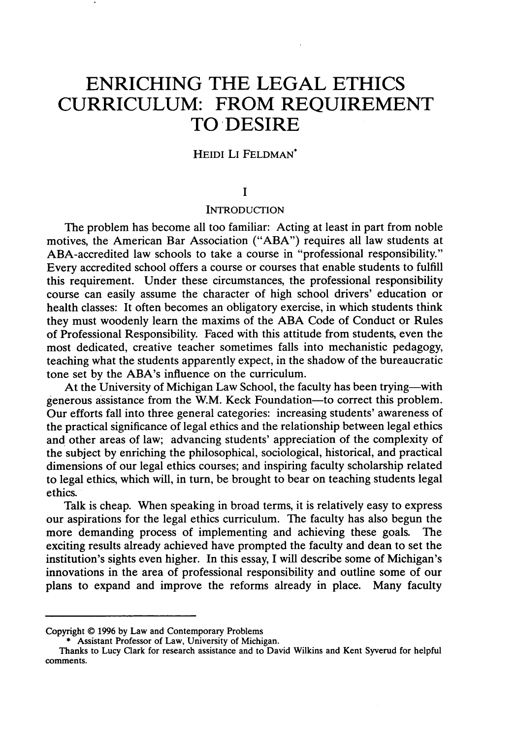# ENRICHING THE LEGAL ETHICS CURRICULUM: FROM REQUIREMENT TO DESIRE

HEIDI LI FELDMAN*

## I

## INTRODUCTION

The problem has become all too familiar: Acting at least in part from noble motives, the American Bar Association ("ABA") requires all law students at ABA-accredited law schools to take a course in "professional responsibility." Every accredited school offers a course or courses that enable students to fulfill this requirement. Under these circumstances, the professional responsibility course can easily assume the character of high school drivers' education or health classes: It often becomes an obligatory exercise, in which students think they must woodenly learn the maxims of the ABA Code of Conduct or Rules of Professional Responsibility. Faced with this attitude from students, even the most dedicated, creative teacher sometimes falls into mechanistic pedagogy, teaching what the students apparently expect, in the shadow of the bureaucratic tone set by the ABA's influence on the curriculum.

At the University of Michigan Law School, the faculty has been trying—with generous assistance from the W.M. Keck Foundation—to correct this problem. Our efforts fall into three general categories: increasing students' awareness of the practical significance of legal ethics and the relationship between legal ethics and other areas of law; advancing students' appreciation of the complexity of the subject by enriching the philosophical, sociological, historical, and practical dimensions of our legal ethics courses; and inspiring faculty scholarship related to legal ethics, which will, in turn, be brought to bear on teaching students legal ethics.

Talk is cheap. When speaking in broad terms, it is relatively easy to express our aspirations for the legal ethics curriculum. The faculty has also begun the more demanding process of implementing and achieving these goals. The exciting results already achieved have prompted the faculty and dean to set the institution's sights even higher. In this essay, I will describe some of Michigan's innovations in the area of professional responsibility and outline some of our plans to expand and improve the reforms already in place. Many faculty

---

Copyright © 1996 by Law and Contemporary Problems

\* Assistant Professor of Law, University of Michigan.

Thanks to Lucy Clark for research assistance and to David Wilkins and Kent Syverud for helpful comments.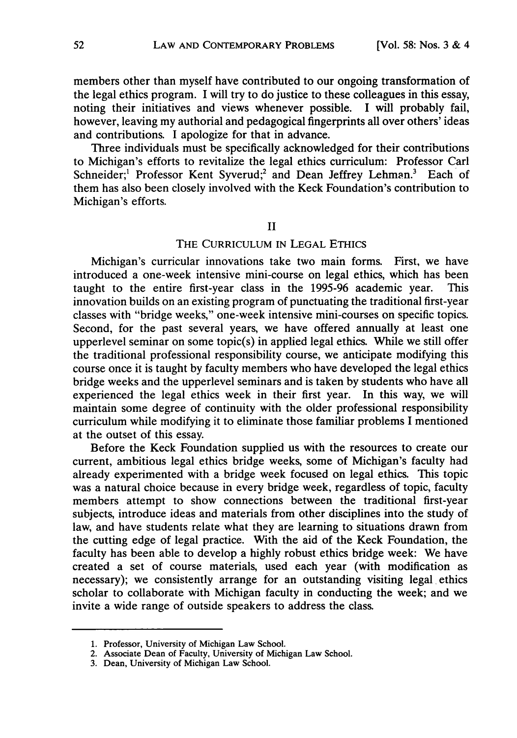members other than myself have contributed to our ongoing transformation of the legal ethics program. I will try to do justice to these colleagues in this essay, noting their initiatives and views whenever possible. I will probably fail, however, leaving my authorial and pedagogical fingerprints all over others' ideas and contributions. I apologize for that in advance.

Three individuals must be specifically acknowledged for their contributions to Michigan's efforts to revitalize the legal ethics curriculum: Professor Carl Schneider;[1] Professor Kent Syverud;[2] and Dean Jeffrey Lehman.[3] Each of them has also been closely involved with the Keck Foundation's contribution to Michigan's efforts.

## II

## THE CURRICULUM IN LEGAL ETHICS

Michigan's curricular innovations take two main forms. First, we have introduced a one-week intensive mini-course on legal ethics, which has been taught to the entire first-year class in the 1995-96 academic year. This innovation builds on an existing program of punctuating the traditional first-year classes with "bridge weeks," one-week intensive mini-courses on specific topics. Second, for the past several years, we have offered annually at least one upperlevel seminar on some topic(s) in applied legal ethics. While we still offer the traditional professional responsibility course, we anticipate modifying this course once it is taught by faculty members who have developed the legal ethics bridge weeks and the upperlevel seminars and is taken by students who have all experienced the legal ethics week in their first year. In this way, we will maintain some degree of continuity with the older professional responsibility curriculum while modifying it to eliminate those familiar problems I mentioned at the outset of this essay.

Before the Keck Foundation supplied us with the resources to create our current, ambitious legal ethics bridge weeks, some of Michigan's faculty had already experimented with a bridge week focused on legal ethics. This topic was a natural choice because in every bridge week, regardless of topic, faculty members attempt to show connections between the traditional first-year subjects, introduce ideas and materials from other disciplines into the study of law, and have students relate what they are learning to situations drawn from the cutting edge of legal practice. With the aid of the Keck Foundation, the faculty has been able to develop a highly robust ethics bridge week: We have created a set of course materials, used each year (with modification as necessary); we consistently arrange for an outstanding visiting legal ethics scholar to collaborate with Michigan faculty in conducting the week; and we invite a wide range of outside speakers to address the class.

---

1. Professor, University of Michigan Law School.
2. Associate Dean of Faculty, University of Michigan Law School.
3. Dean, University of Michigan Law School.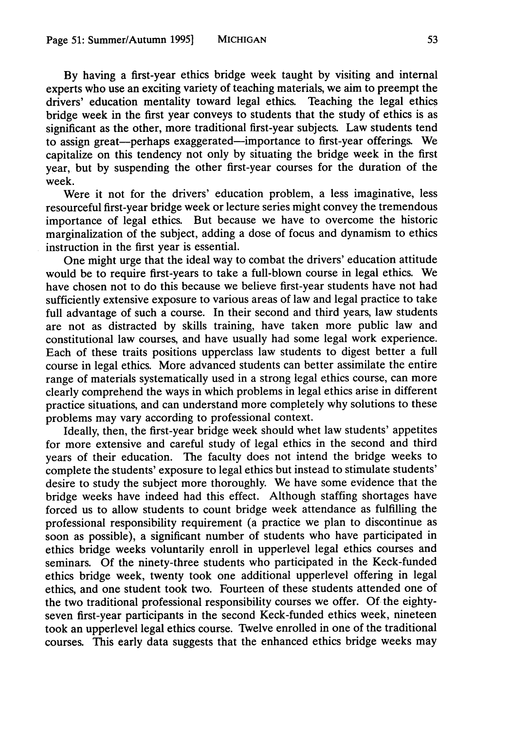By having a first-year ethics bridge week taught by visiting and internal experts who use an exciting variety of teaching materials, we aim to preempt the drivers' education mentality toward legal ethics. Teaching the legal ethics bridge week in the first year conveys to students that the study of ethics is as significant as the other, more traditional first-year subjects. Law students tend to assign great—perhaps exaggerated—importance to first-year offerings. We capitalize on this tendency not only by situating the bridge week in the first year, but by suspending the other first-year courses for the duration of the week.

Were it not for the drivers' education problem, a less imaginative, less resourceful first-year bridge week or lecture series might convey the tremendous importance of legal ethics. But because we have to overcome the historic marginalization of the subject, adding a dose of focus and dynamism to ethics instruction in the first year is essential.

One might urge that the ideal way to combat the drivers' education attitude would be to require first-years to take a full-blown course in legal ethics. We have chosen not to do this because we believe first-year students have not had sufficiently extensive exposure to various areas of law and legal practice to take full advantage of such a course. In their second and third years, law students are not as distracted by skills training, have taken more public law and constitutional law courses, and have usually had some legal work experience. Each of these traits positions upperclass law students to digest better a full course in legal ethics. More advanced students can better assimilate the entire range of materials systematically used in a strong legal ethics course, can more clearly comprehend the ways in which problems in legal ethics arise in different practice situations, and can understand more completely why solutions to these problems may vary according to professional context.

Ideally, then, the first-year bridge week should whet law students' appetites for more extensive and careful study of legal ethics in the second and third years of their education. The faculty does not intend the bridge weeks to complete the students' exposure to legal ethics but instead to stimulate students' desire to study the subject more thoroughly. We have some evidence that the bridge weeks have indeed had this effect. Although staffing shortages have forced us to allow students to count bridge week attendance as fulfilling the professional responsibility requirement (a practice we plan to discontinue as soon as possible), a significant number of students who have participated in ethics bridge weeks voluntarily enroll in upperlevel legal ethics courses and seminars. Of the ninety-three students who participated in the Keck-funded ethics bridge week, twenty took one additional upperlevel offering in legal ethics, and one student took two. Fourteen of these students attended one of the two traditional professional responsibility courses we offer. Of the eighty-seven first-year participants in the second Keck-funded ethics week, nineteen took an upperlevel legal ethics course. Twelve enrolled in one of the traditional courses. This early data suggests that the enhanced ethics bridge weeks may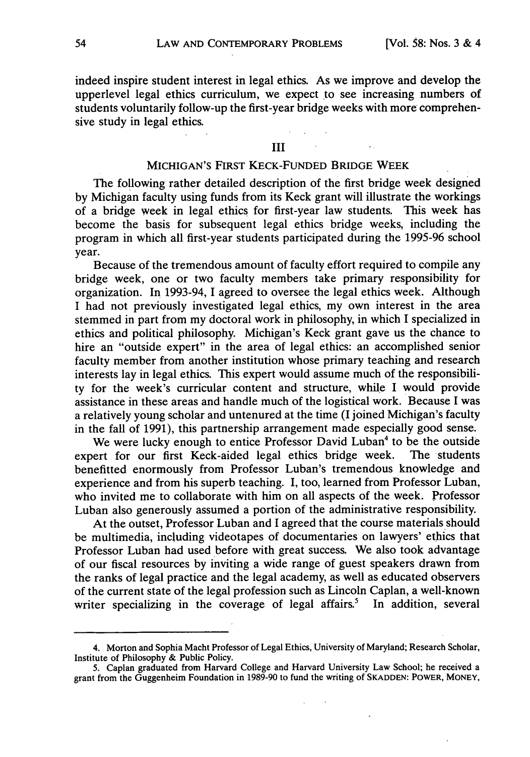indeed inspire student interest in legal ethics. As we improve and develop the upperlevel legal ethics curriculum, we expect to see increasing numbers of students voluntarily follow-up the first-year bridge weeks with more comprehensive study in legal ethics.

## III

## MICHIGAN'S FIRST KECK-FUNDED BRIDGE WEEK

The following rather detailed description of the first bridge week designed by Michigan faculty using funds from its Keck grant will illustrate the workings of a bridge week in legal ethics for first-year law students. This week has become the basis for subsequent legal ethics bridge weeks, including the program in which all first-year students participated during the 1995-96 school year.

Because of the tremendous amount of faculty effort required to compile any bridge week, one or two faculty members take primary responsibility for organization. In 1993-94, I agreed to oversee the legal ethics week. Although I had not previously investigated legal ethics, my own interest in the area stemmed in part from my doctoral work in philosophy, in which I specialized in ethics and political philosophy. Michigan's Keck grant gave us the chance to hire an "outside expert" in the area of legal ethics: an accomplished senior faculty member from another institution whose primary teaching and research interests lay in legal ethics. This expert would assume much of the responsibility for the week's curricular content and structure, while I would provide assistance in these areas and handle much of the logistical work. Because I was a relatively young scholar and untenured at the time (I joined Michigan's faculty in the fall of 1991), this partnership arrangement made especially good sense.

We were lucky enough to entice Professor David Luban[4] to be the outside expert for our first Keck-aided legal ethics bridge week. The students benefitted enormously from Professor Luban's tremendous knowledge and experience and from his superb teaching. I, too, learned from Professor Luban, who invited me to collaborate with him on all aspects of the week. Professor Luban also generously assumed a portion of the administrative responsibility.

At the outset, Professor Luban and I agreed that the course materials should be multimedia, including videotapes of documentaries on lawyers' ethics that Professor Luban had used before with great success. We also took advantage of our fiscal resources by inviting a wide range of guest speakers drawn from the ranks of legal practice and the legal academy, as well as educated observers of the current state of the legal profession such as Lincoln Caplan, a well-known writer specializing in the coverage of legal affairs.[5] In addition, several

---

4. Morton and Sophia Macht Professor of Legal Ethics, University of Maryland; Research Scholar, Institute of Philosophy & Public Policy.

5. Caplan graduated from Harvard College and Harvard University Law School; he received a grant from the Guggenheim Foundation in 1989-90 to fund the writing of SKADDEN: POWER, MONEY,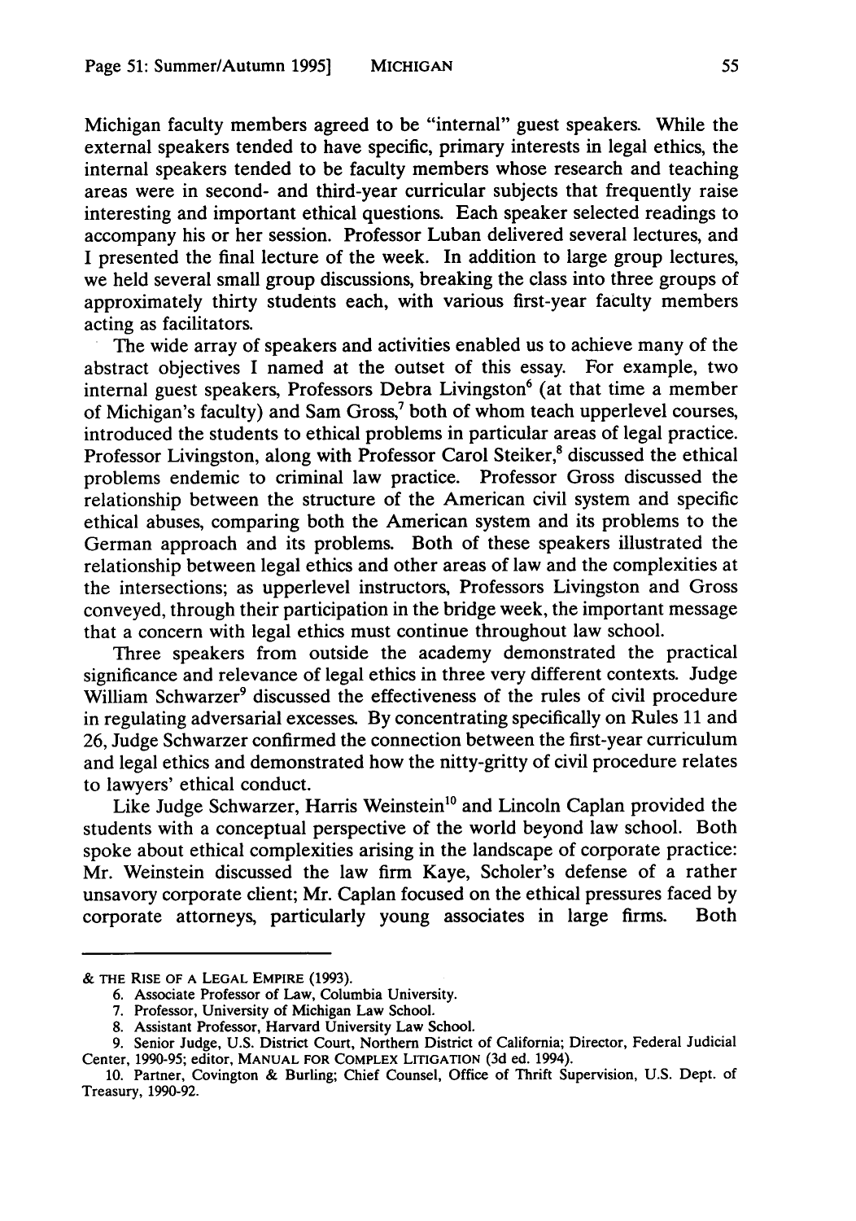Michigan faculty members agreed to be "internal" guest speakers. While the external speakers tended to have specific, primary interests in legal ethics, the internal speakers tended to be faculty members whose research and teaching areas were in second- and third-year curricular subjects that frequently raise interesting and important ethical questions. Each speaker selected readings to accompany his or her session. Professor Luban delivered several lectures, and I presented the final lecture of the week. In addition to large group lectures, we held several small group discussions, breaking the class into three groups of approximately thirty students each, with various first-year faculty members acting as facilitators.

The wide array of speakers and activities enabled us to achieve many of the abstract objectives I named at the outset of this essay. For example, two internal guest speakers, Professors Debra Livingston[6] (at that time a member of Michigan's faculty) and Sam Gross,[7] both of whom teach upperlevel courses, introduced the students to ethical problems in particular areas of legal practice. Professor Livingston, along with Professor Carol Steiker,[8] discussed the ethical problems endemic to criminal law practice. Professor Gross discussed the relationship between the structure of the American civil system and specific ethical abuses, comparing both the American system and its problems to the German approach and its problems. Both of these speakers illustrated the relationship between legal ethics and other areas of law and the complexities at the intersections; as upperlevel instructors, Professors Livingston and Gross conveyed, through their participation in the bridge week, the important message that a concern with legal ethics must continue throughout law school.

Three speakers from outside the academy demonstrated the practical significance and relevance of legal ethics in three very different contexts. Judge William Schwarzer[9] discussed the effectiveness of the rules of civil procedure in regulating adversarial excesses. By concentrating specifically on Rules 11 and 26, Judge Schwarzer confirmed the connection between the first-year curriculum and legal ethics and demonstrated how the nitty-gritty of civil procedure relates to lawyers' ethical conduct.

Like Judge Schwarzer, Harris Weinstein[10] and Lincoln Caplan provided the students with a conceptual perspective of the world beyond law school. Both spoke about ethical complexities arising in the landscape of corporate practice: Mr. Weinstein discussed the law firm Kaye, Scholer's defense of a rather unsavory corporate client; Mr. Caplan focused on the ethical pressures faced by corporate attorneys, particularly young associates in large firms. Both

---

& THE RISE OF A LEGAL EMPIRE (1993).

6. Associate Professor of Law, Columbia University.

7. Professor, University of Michigan Law School.

8. Assistant Professor, Harvard University Law School.

9. Senior Judge, U.S. District Court, Northern District of California; Director, Federal Judicial Center, 1990-95; editor, MANUAL FOR COMPLEX LITIGATION (3d ed. 1994).

10. Partner, Covington & Burling; Chief Counsel, Office of Thrift Supervision, U.S. Dept. of Treasury, 1990-92.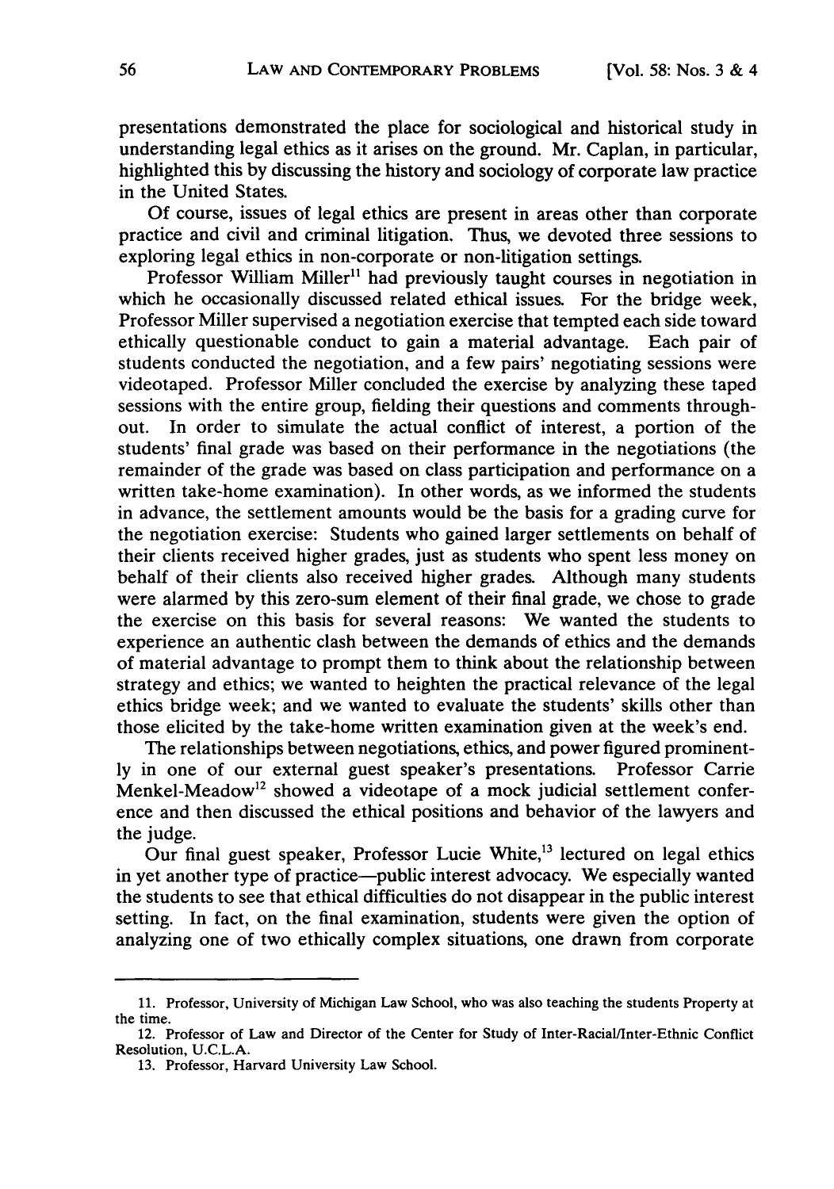presentations demonstrated the place for sociological and historical study in understanding legal ethics as it arises on the ground. Mr. Caplan, in particular, highlighted this by discussing the history and sociology of corporate law practice in the United States.

Of course, issues of legal ethics are present in areas other than corporate practice and civil and criminal litigation. Thus, we devoted three sessions to exploring legal ethics in non-corporate or non-litigation settings.

Professor William Miller[11] had previously taught courses in negotiation in which he occasionally discussed related ethical issues. For the bridge week, Professor Miller supervised a negotiation exercise that tempted each side toward ethically questionable conduct to gain a material advantage. Each pair of students conducted the negotiation, and a few pairs' negotiating sessions were videotaped. Professor Miller concluded the exercise by analyzing these taped sessions with the entire group, fielding their questions and comments throughout. In order to simulate the actual conflict of interest, a portion of the students' final grade was based on their performance in the negotiations (the remainder of the grade was based on class participation and performance on a written take-home examination). In other words, as we informed the students in advance, the settlement amounts would be the basis for a grading curve for the negotiation exercise: Students who gained larger settlements on behalf of their clients received higher grades, just as students who spent less money on behalf of their clients also received higher grades. Although many students were alarmed by this zero-sum element of their final grade, we chose to grade the exercise on this basis for several reasons: We wanted the students to experience an authentic clash between the demands of ethics and the demands of material advantage to prompt them to think about the relationship between strategy and ethics; we wanted to heighten the practical relevance of the legal ethics bridge week; and we wanted to evaluate the students' skills other than those elicited by the take-home written examination given at the week's end.

The relationships between negotiations, ethics, and power figured prominently in one of our external guest speaker's presentations. Professor Carrie Menkel-Meadow[12] showed a videotape of a mock judicial settlement conference and then discussed the ethical positions and behavior of the lawyers and the judge.

Our final guest speaker, Professor Lucie White,[13] lectured on legal ethics in yet another type of practice—public interest advocacy. We especially wanted the students to see that ethical difficulties do not disappear in the public interest setting. In fact, on the final examination, students were given the option of analyzing one of two ethically complex situations, one drawn from corporate

---

11. Professor, University of Michigan Law School, who was also teaching the students Property at the time.

12. Professor of Law and Director of the Center for Study of Inter-Racial/Inter-Ethnic Conflict Resolution, U.C.L.A.

13. Professor, Harvard University Law School.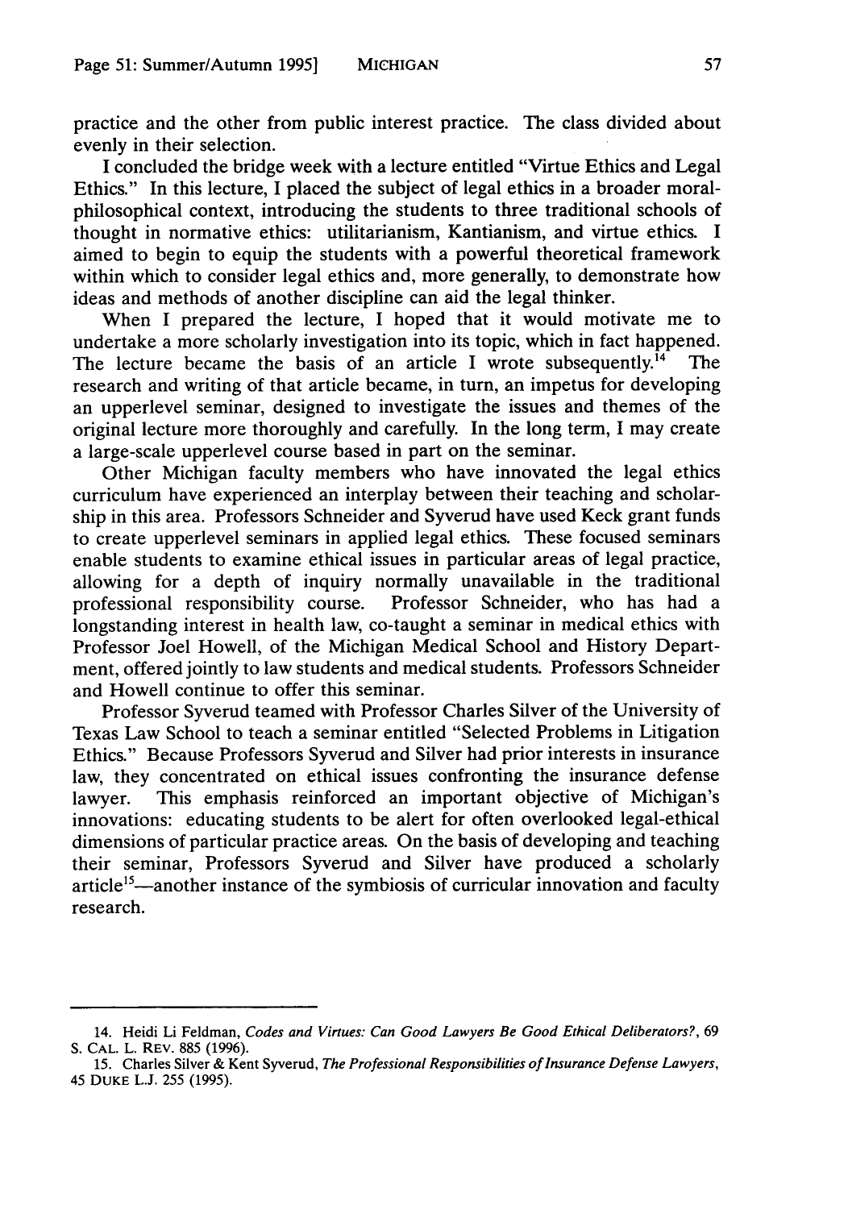practice and the other from public interest practice. The class divided about evenly in their selection.

I concluded the bridge week with a lecture entitled "Virtue Ethics and Legal Ethics." In this lecture, I placed the subject of legal ethics in a broader moral-philosophical context, introducing the students to three traditional schools of thought in normative ethics: utilitarianism, Kantianism, and virtue ethics. I aimed to begin to equip the students with a powerful theoretical framework within which to consider legal ethics and, more generally, to demonstrate how ideas and methods of another discipline can aid the legal thinker.

When I prepared the lecture, I hoped that it would motivate me to undertake a more scholarly investigation into its topic, which in fact happened. The lecture became the basis of an article I wrote subsequently.[14] The research and writing of that article became, in turn, an impetus for developing an upperlevel seminar, designed to investigate the issues and themes of the original lecture more thoroughly and carefully. In the long term, I may create a large-scale upperlevel course based in part on the seminar.

Other Michigan faculty members who have innovated the legal ethics curriculum have experienced an interplay between their teaching and scholarship in this area. Professors Schneider and Syverud have used Keck grant funds to create upperlevel seminars in applied legal ethics. These focused seminars enable students to examine ethical issues in particular areas of legal practice, allowing for a depth of inquiry normally unavailable in the traditional professional responsibility course. Professor Schneider, who has had a longstanding interest in health law, co-taught a seminar in medical ethics with Professor Joel Howell, of the Michigan Medical School and History Department, offered jointly to law students and medical students. Professors Schneider and Howell continue to offer this seminar.

Professor Syverud teamed with Professor Charles Silver of the University of Texas Law School to teach a seminar entitled "Selected Problems in Litigation Ethics." Because Professors Syverud and Silver had prior interests in insurance law, they concentrated on ethical issues confronting the insurance defense lawyer. This emphasis reinforced an important objective of Michigan's innovations: educating students to be alert for often overlooked legal-ethical dimensions of particular practice areas. On the basis of developing and teaching their seminar, Professors Syverud and Silver have produced a scholarly article[15]—another instance of the symbiosis of curricular innovation and faculty research.

---

14. Heidi Li Feldman, *Codes and Virtues: Can Good Lawyers Be Good Ethical Deliberators?*, 69 S. CAL. L. REV. 885 (1996).

15. Charles Silver & Kent Syverud, *The Professional Responsibilities of Insurance Defense Lawyers*, 45 DUKE L.J. 255 (1995).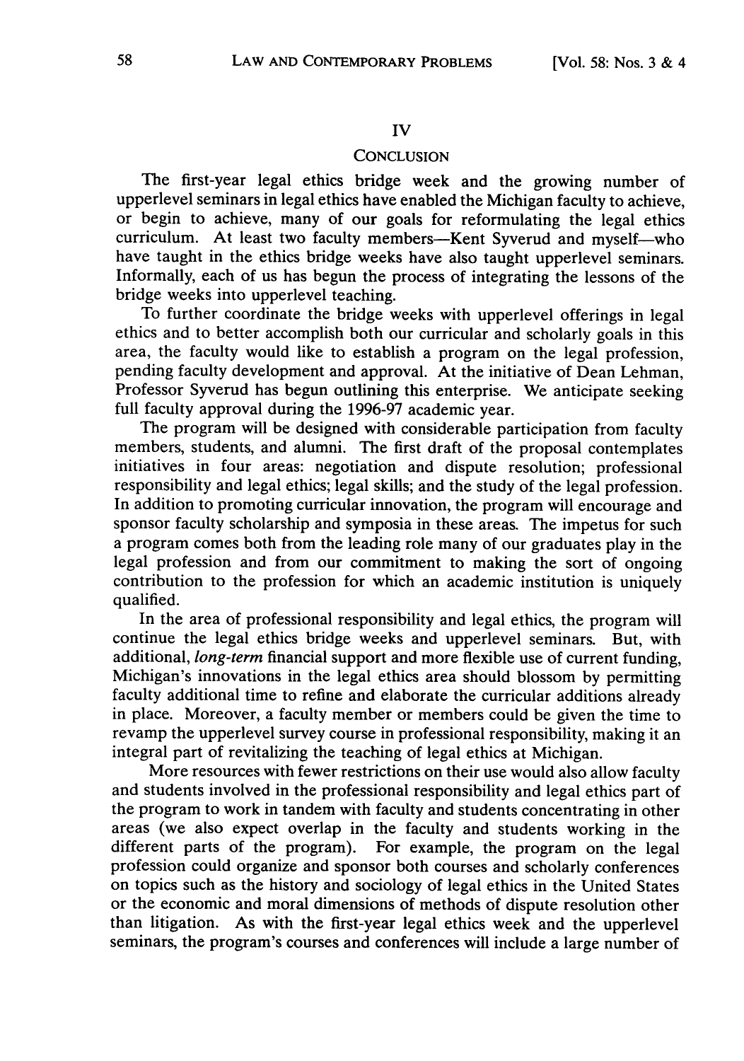## IV

## CONCLUSION

The first-year legal ethics bridge week and the growing number of upperlevel seminars in legal ethics have enabled the Michigan faculty to achieve, or begin to achieve, many of our goals for reformulating the legal ethics curriculum. At least two faculty members—Kent Syverud and myself—who have taught in the ethics bridge weeks have also taught upperlevel seminars. Informally, each of us has begun the process of integrating the lessons of the bridge weeks into upperlevel teaching.

To further coordinate the bridge weeks with upperlevel offerings in legal ethics and to better accomplish both our curricular and scholarly goals in this area, the faculty would like to establish a program on the legal profession, pending faculty development and approval. At the initiative of Dean Lehman, Professor Syverud has begun outlining this enterprise. We anticipate seeking full faculty approval during the 1996-97 academic year.

The program will be designed with considerable participation from faculty members, students, and alumni. The first draft of the proposal contemplates initiatives in four areas: negotiation and dispute resolution; professional responsibility and legal ethics; legal skills; and the study of the legal profession. In addition to promoting curricular innovation, the program will encourage and sponsor faculty scholarship and symposia in these areas. The impetus for such a program comes both from the leading role many of our graduates play in the legal profession and from our commitment to making the sort of ongoing contribution to the profession for which an academic institution is uniquely qualified.

In the area of professional responsibility and legal ethics, the program will continue the legal ethics bridge weeks and upperlevel seminars. But, with additional, *long-term* financial support and more flexible use of current funding, Michigan's innovations in the legal ethics area should blossom by permitting faculty additional time to refine and elaborate the curricular additions already in place. Moreover, a faculty member or members could be given the time to revamp the upperlevel survey course in professional responsibility, making it an integral part of revitalizing the teaching of legal ethics at Michigan.

More resources with fewer restrictions on their use would also allow faculty and students involved in the professional responsibility and legal ethics part of the program to work in tandem with faculty and students concentrating in other areas (we also expect overlap in the faculty and students working in the different parts of the program). For example, the program on the legal profession could organize and sponsor both courses and scholarly conferences on topics such as the history and sociology of legal ethics in the United States or the economic and moral dimensions of methods of dispute resolution other than litigation. As with the first-year legal ethics week and the upperlevel seminars, the program's courses and conferences will include a large number of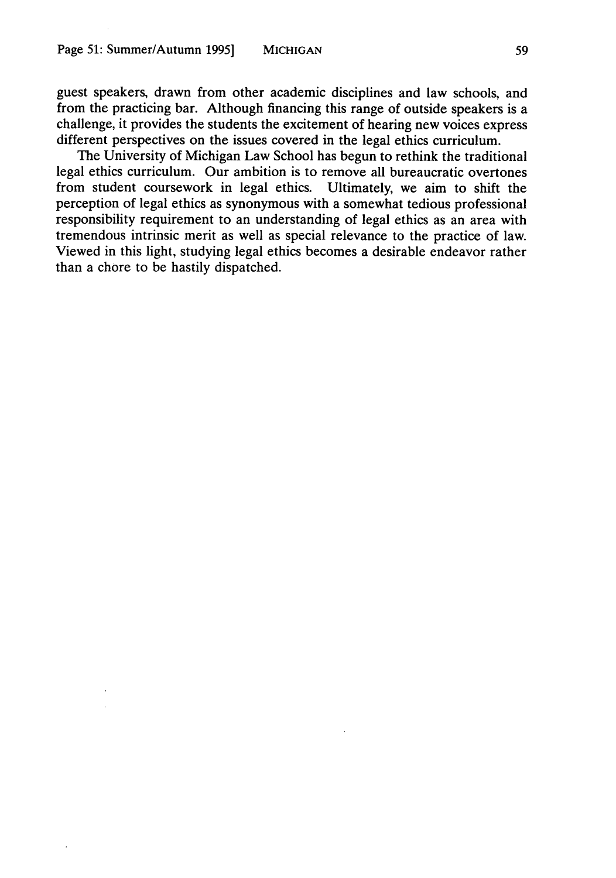guest speakers, drawn from other academic disciplines and law schools, and from the practicing bar. Although financing this range of outside speakers is a challenge, it provides the students the excitement of hearing new voices express different perspectives on the issues covered in the legal ethics curriculum.

The University of Michigan Law School has begun to rethink the traditional legal ethics curriculum. Our ambition is to remove all bureaucratic overtones from student coursework in legal ethics. Ultimately, we aim to shift the perception of legal ethics as synonymous with a somewhat tedious professional responsibility requirement to an understanding of legal ethics as an area with tremendous intrinsic merit as well as special relevance to the practice of law. Viewed in this light, studying legal ethics becomes a desirable endeavor rather than a chore to be hastily dispatched.